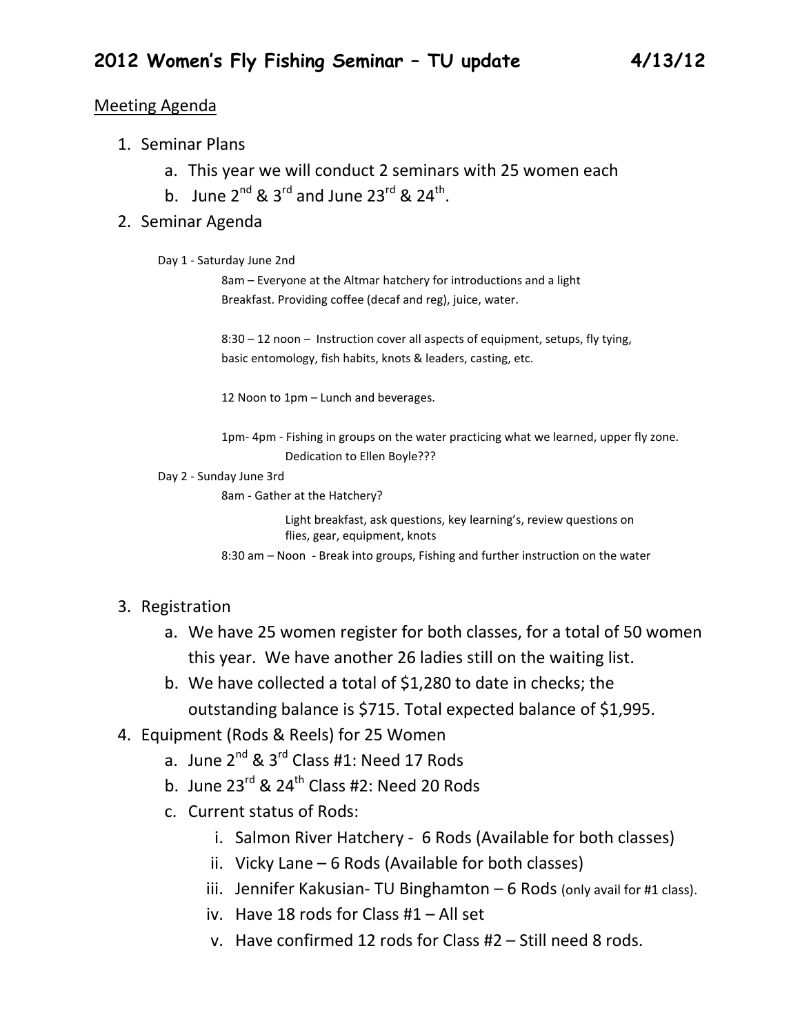# 2012 Women's Fly Fishing Seminar – TU update 4/13/12

Meeting Agenda

1. Seminar Plans
   a. This year we will conduct 2 seminars with 25 women each
   b. June 2nd & 3rd and June 23rd & 24th.
2. Seminar Agenda

   Day 1 - Saturday June 2nd

   8am – Everyone at the Altmar hatchery for introductions and a light Breakfast. Providing coffee (decaf and reg), juice, water.

   8:30 – 12 noon – Instruction cover all aspects of equipment, setups, fly tying, basic entomology, fish habits, knots & leaders, casting, etc.

   12 Noon to 1pm – Lunch and beverages.

   1pm- 4pm - Fishing in groups on the water practicing what we learned, upper fly zone.
   Dedication to Ellen Boyle???

   Day 2 - Sunday June 3rd

   8am - Gather at the Hatchery?
   Light breakfast, ask questions, key learning's, review questions on flies, gear, equipment, knots

   8:30 am – Noon - Break into groups, Fishing and further instruction on the water

3. Registration
   a. We have 25 women register for both classes, for a total of 50 women this year. We have another 26 ladies still on the waiting list.
   b. We have collected a total of $1,280 to date in checks; the outstanding balance is $715. Total expected balance of $1,995.
4. Equipment (Rods & Reels) for 25 Women
   a. June 2nd & 3rd Class #1: Need 17 Rods
   b. June 23rd & 24th Class #2: Need 20 Rods
   c. Current status of Rods:
      i. Salmon River Hatchery - 6 Rods (Available for both classes)
      ii. Vicky Lane – 6 Rods (Available for both classes)
      iii. Jennifer Kakusian- TU Binghamton – 6 Rods (only avail for #1 class).
      iv. Have 18 rods for Class #1 – All set
      v. Have confirmed 12 rods for Class #2 – Still need 8 rods.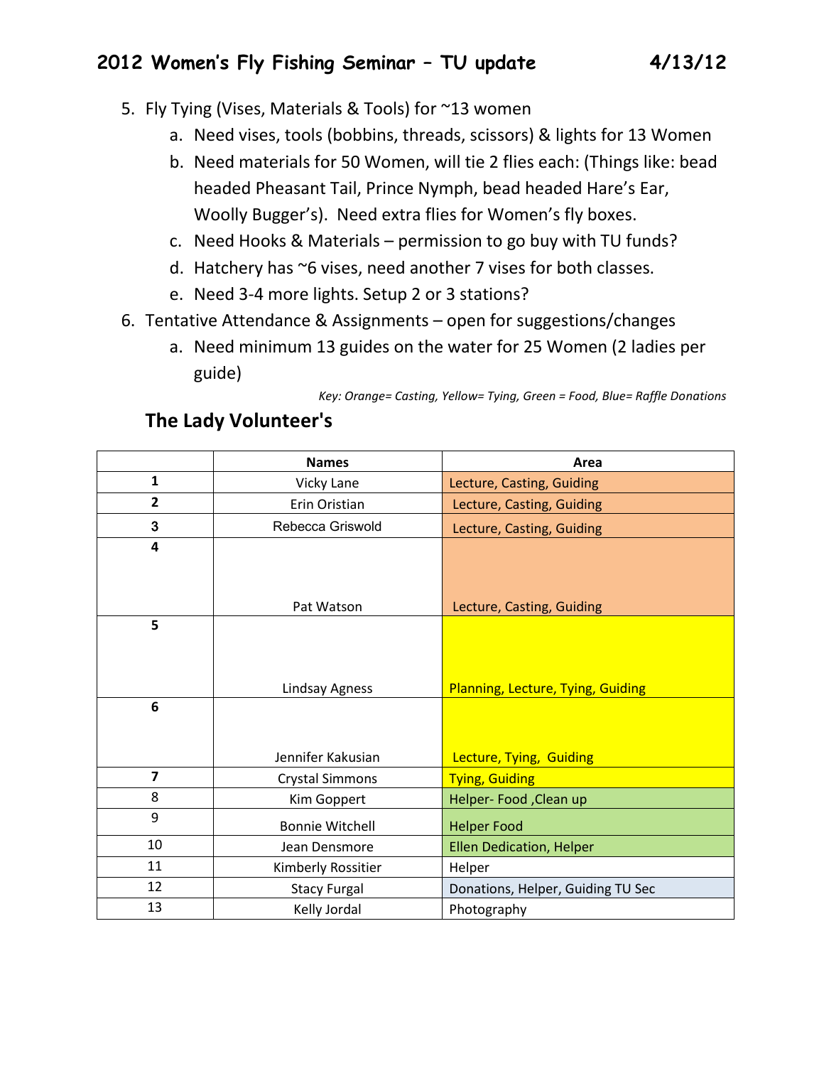## 2012 Women's Fly Fishing Seminar – TU update 4/13/12

5. Fly Tying (Vises, Materials & Tools) for ~13 women
   a. Need vises, tools (bobbins, threads, scissors) & lights for 13 Women
   b. Need materials for 50 Women, will tie 2 flies each: (Things like: bead headed Pheasant Tail, Prince Nymph, bead headed Hare's Ear, Woolly Bugger's). Need extra flies for Women's fly boxes.
   c. Need Hooks & Materials – permission to go buy with TU funds?
   d. Hatchery has ~6 vises, need another 7 vises for both classes.
   e. Need 3-4 more lights. Setup 2 or 3 stations?
6. Tentative Attendance & Assignments – open for suggestions/changes
   a. Need minimum 13 guides on the water for 25 Women (2 ladies per guide)

*Key: Orange= Casting, Yellow= Tying, Green = Food, Blue= Raffle Donations*

### The Lady Volunteer's

| | Names | Area |
|---|---|---|
| 1 | Vicky Lane | Lecture, Casting, Guiding |
| 2 | Erin Oristian | Lecture, Casting, Guiding |
| 3 | Rebecca Griswold | Lecture, Casting, Guiding |
| 4 | Pat Watson | Lecture, Casting, Guiding |
| 5 | Lindsay Agness | Planning, Lecture, Tying, Guiding |
| 6 | Jennifer Kakusian | Lecture, Tying, Guiding |
| 7 | Crystal Simmons | Tying, Guiding |
| 8 | Kim Goppert | Helper- Food ,Clean up |
| 9 | Bonnie Witchell | Helper Food |
| 10 | Jean Densmore | Ellen Dedication, Helper |
| 11 | Kimberly Rossitier | Helper |
| 12 | Stacy Furgal | Donations, Helper, Guiding TU Sec |
| 13 | Kelly Jordal | Photography |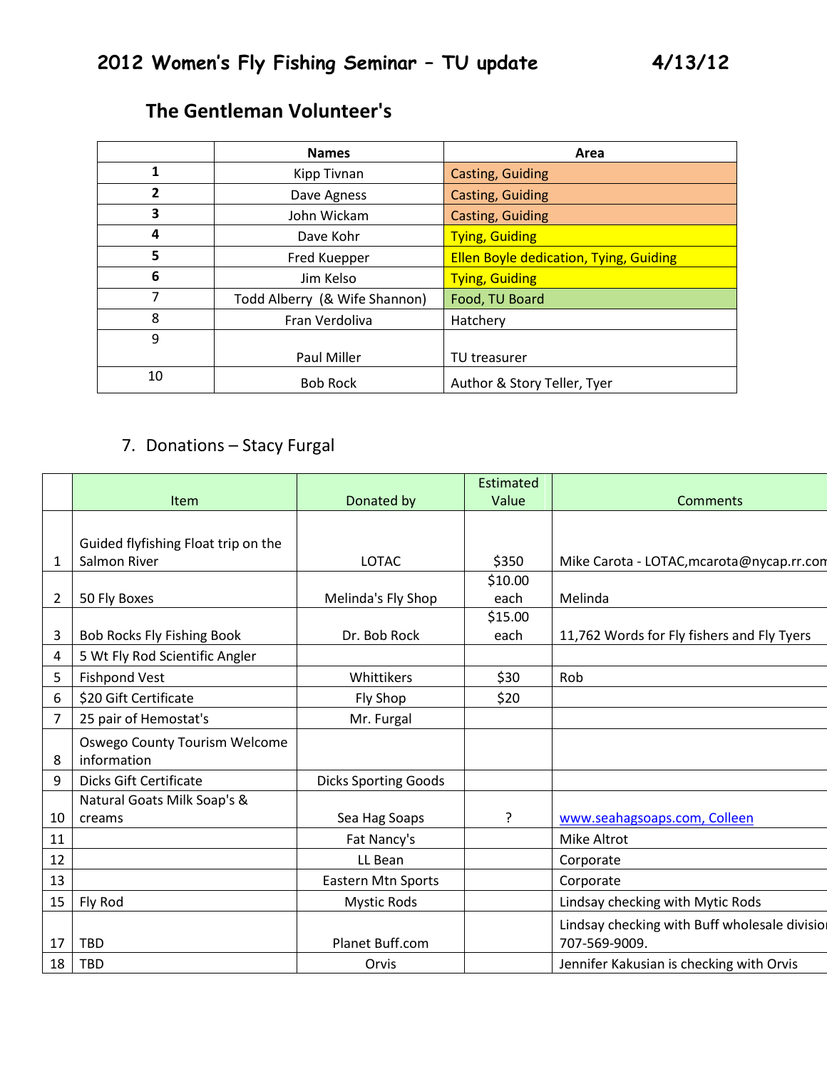## 2012 Women's Fly Fishing Seminar – TU update 4/13/12

### The Gentleman Volunteer's

| | Names | Area |
|---|---|---|
| 1 | Kipp Tivnan | Casting, Guiding |
| 2 | Dave Agness | Casting, Guiding |
| 3 | John Wickam | Casting, Guiding |
| 4 | Dave Kohr | Tying, Guiding |
| 5 | Fred Kuepper | Ellen Boyle dedication, Tying, Guiding |
| 6 | Jim Kelso | Tying, Guiding |
| 7 | Todd Alberry (& Wife Shannon) | Food, TU Board |
| 8 | Fran Verdoliva | Hatchery |
| 9 | Paul Miller | TU treasurer |
| 10 | Bob Rock | Author & Story Teller, Tyer |

7. Donations – Stacy Furgal

| | Item | Donated by | Estimated Value | Comments |
|---|---|---|---|---|
| 1 | Guided flyfishing Float trip on the Salmon River | LOTAC | $350 | Mike Carota - LOTAC,mcarota@nycap.rr.com |
| 2 | 50 Fly Boxes | Melinda's Fly Shop | $10.00 each | Melinda |
| 3 | Bob Rocks Fly Fishing Book | Dr. Bob Rock | $15.00 each | 11,762 Words for Fly fishers and Fly Tyers |
| 4 | 5 Wt Fly Rod Scientific Angler | | | |
| 5 | Fishpond Vest | Whittikers | $30 | Rob |
| 6 | $20 Gift Certificate | Fly Shop | $20 | |
| 7 | 25 pair of Hemostat's | Mr. Furgal | | |
| 8 | Oswego County Tourism Welcome information | | | |
| 9 | Dicks Gift Certificate | Dicks Sporting Goods | | |
| 10 | Natural Goats Milk Soap's & creams | Sea Hag Soaps | ? | www.seahagsoaps.com, Colleen |
| 11 | | Fat Nancy's | | Mike Altrot |
| 12 | | LL Bean | | Corporate |
| 13 | | Eastern Mtn Sports | | Corporate |
| 15 | Fly Rod | Mystic Rods | | Lindsay checking with Mytic Rods |
| 17 | TBD | Planet Buff.com | | Lindsay checking with Buff wholesale division 707-569-9009. |
| 18 | TBD | Orvis | | Jennifer Kakusian is checking with Orvis |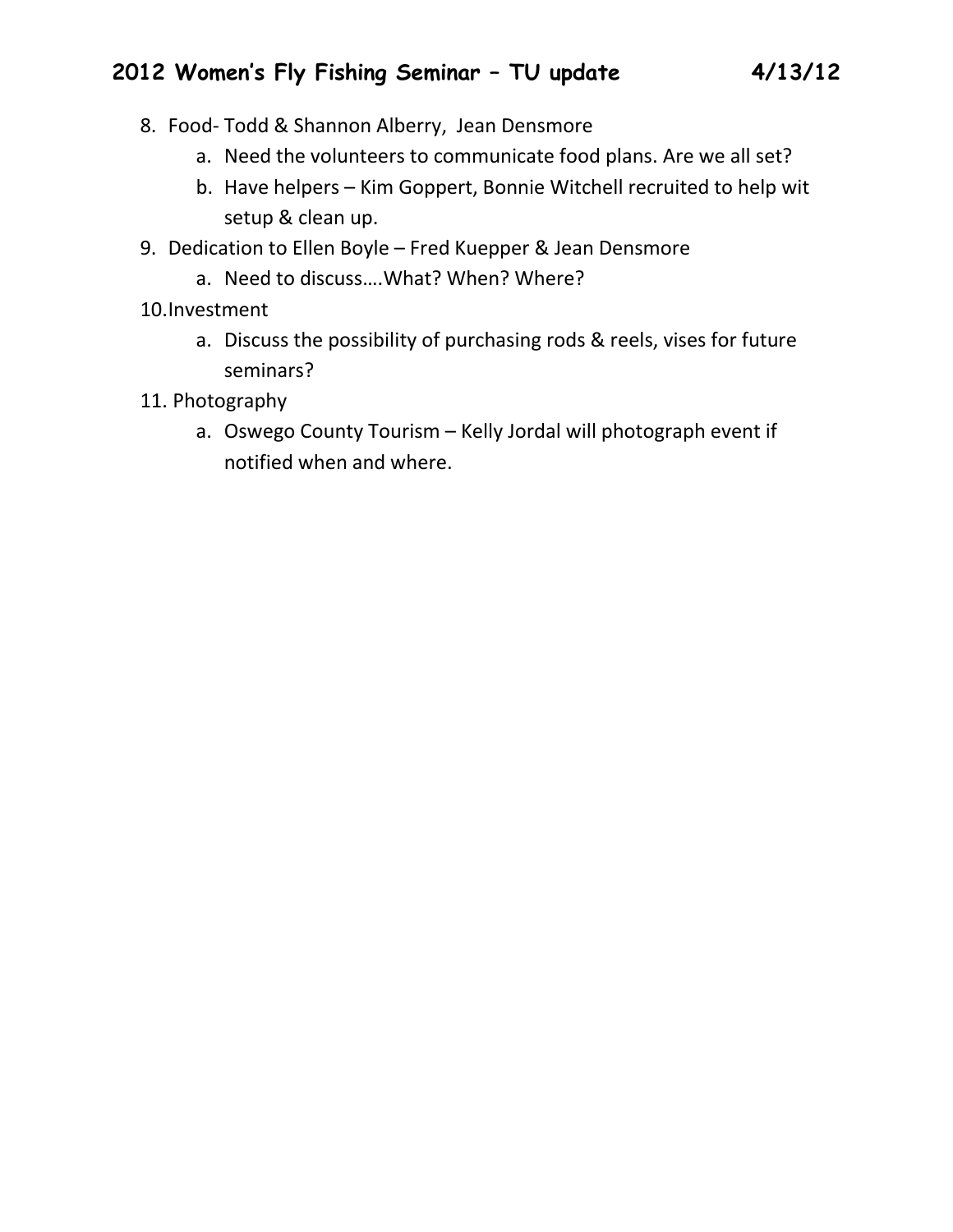8. Food- Todd & Shannon Alberry,  Jean Densmore
    a. Need the volunteers to communicate food plans. Are we all set?
    b. Have helpers – Kim Goppert, Bonnie Witchell recruited to help wit setup & clean up.
9. Dedication to Ellen Boyle – Fred Kuepper & Jean Densmore
    a. Need to discuss….What? When? Where?
10. Investment
    a. Discuss the possibility of purchasing rods & reels, vises for future seminars?
11. Photography
    a. Oswego County Tourism – Kelly Jordal will photograph event if notified when and where.